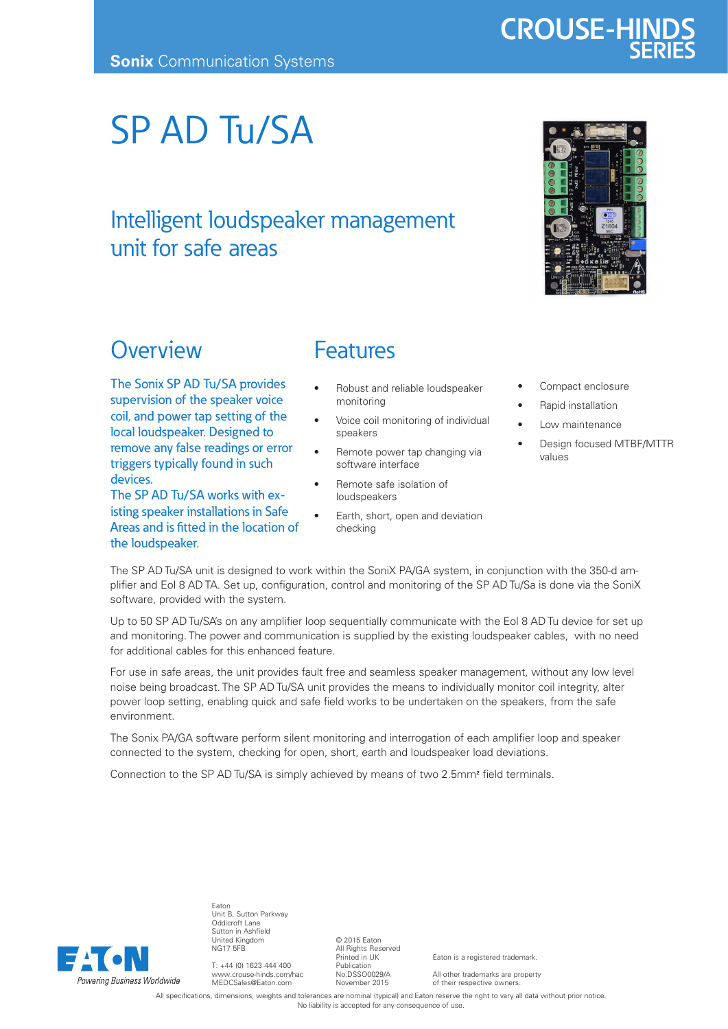Sonix Communication Systems

CROUSE-HINDS SERIES

# SP AD Tu/SA

## Intelligent loudspeaker management unit for safe areas

## Overview

The Sonix SP AD Tu/SA provides supervision of the speaker voice coil, and power tap setting of the local loudspeaker. Designed to remove any false readings or error triggers typically found in such devices.
The SP AD Tu/SA works with existing speaker installations in Safe Areas and is fitted in the location of the loudspeaker.

## Features

- Robust and reliable loudspeaker monitoring
- Voice coil monitoring of individual speakers
- Remote power tap changing via software interface
- Remote safe isolation of loudspeakers
- Earth, short, open and deviation checking
- Compact enclosure
- Rapid installation
- Low maintenance
- Design focused MTBF/MTTR values

The SP AD Tu/SA unit is designed to work within the SoniX PA/GA system, in conjunction with the 350-d amplifier and Eol 8 AD TA. Set up, configuration, control and monitoring of the SP AD Tu/Sa is done via the SoniX software, provided with the system.

Up to 50 SP AD Tu/SA's on any amplifier loop sequentially communicate with the Eol 8 AD Tu device for set up and monitoring. The power and communication is supplied by the existing loudspeaker cables, with no need for additional cables for this enhanced feature.

For use in safe areas, the unit provides fault free and seamless speaker management, without any low level noise being broadcast. The SP AD Tu/SA unit provides the means to individually monitor coil integrity, alter power loop setting, enabling quick and safe field works to be undertaken on the speakers, from the safe environment.

The Sonix PA/GA software perform silent monitoring and interrogation of each amplifier loop and speaker connected to the system, checking for open, short, earth and loudspeaker load deviations.

Connection to the SP AD Tu/SA is simply achieved by means of two 2.5mm² field terminals.

EATON
Powering Business Worldwide

Eaton
Unit B, Sutton Parkway
Oddicroft Lane
Sutton in Ashfield
United Kingdom
NG17 5FB

T: +44 (0) 1623 444 400
www.crouse-hinds.com/hac
MEDCSales@Eaton.com

© 2015 Eaton
All Rights Reserved
Printed in UK
Publication
No.DSSO0029/A
November 2015

Eaton is a registered trademark.

All other trademarks are property of their respective owners.

All specifications, dimensions, weights and tolerances are nominal (typical) and Eaton reserve the right to vary all data without prior notice.
No liability is accepted for any consequence of use.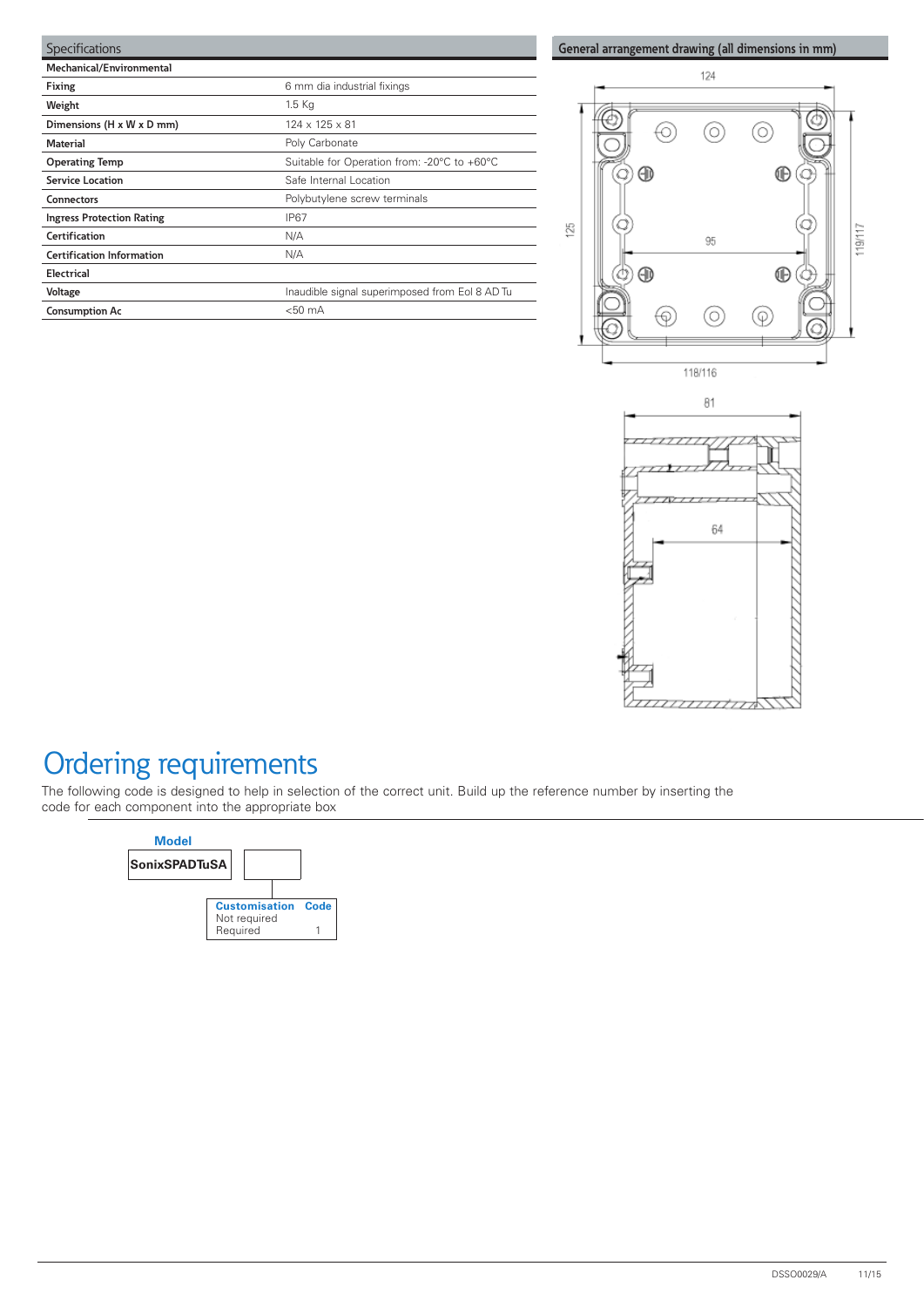## Specifications

| | |
|---|---|
| **Mechanical/Environmental** | |
| **Fixing** | 6 mm dia industrial fixings |
| **Weight** | 1.5 Kg |
| **Dimensions (H x W x D mm)** | 124 x 125 x 81 |
| **Material** | Poly Carbonate |
| **Operating Temp** | Suitable for Operation from: -20°C to +60°C |
| **Service Location** | Safe Internal Location |
| **Connectors** | Polybutylene screw terminals |
| **Ingress Protection Rating** | IP67 |
| **Certification** | N/A |
| **Certification Information** | N/A |
| **Electrical** | |
| **Voltage** | Inaudible signal superimposed from Eol 8 AD Tu |
| **Consumption Ac** | <50 mA |

## General arrangement drawing (all dimensions in mm)

124

125

95

119/117

118/116

81

64

# Ordering requirements

The following code is designed to help in selection of the correct unit. Build up the reference number by inserting the code for each component into the appropriate box

**Model**

**SonixSPADTuSA**

| Customisation | Code |
|---|---|
| Not required | |
| Required | 1 |

DSSO0029/A 11/15